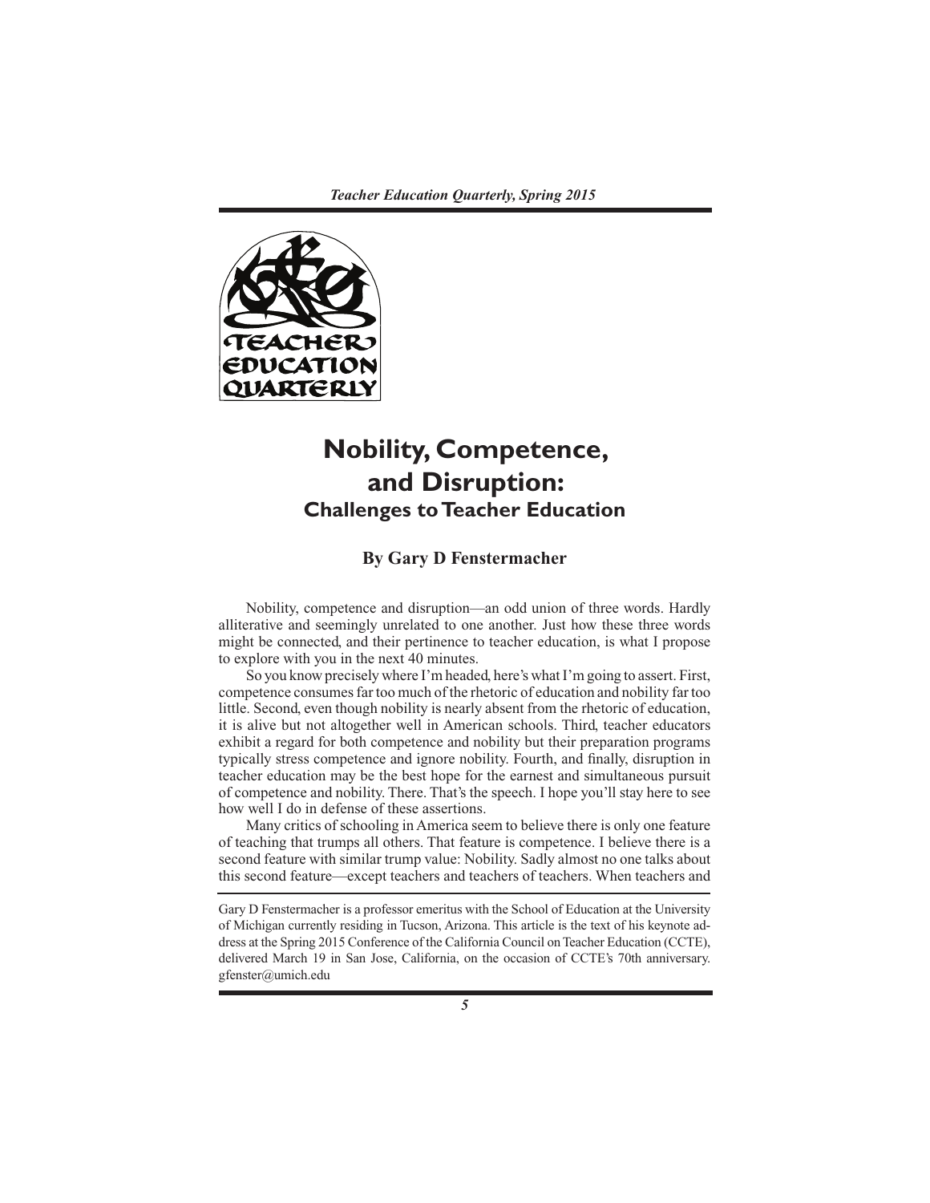# Nobility, Competence, and Disruption:
## Challenges to Teacher Education

**By Gary D Fenstermacher**

Nobility, competence and disruption—an odd union of three words. Hardly alliterative and seemingly unrelated to one another. Just how these three words might be connected, and their pertinence to teacher education, is what I propose to explore with you in the next 40 minutes.

So you know precisely where I'm headed, here's what I'm going to assert. First, competence consumes far too much of the rhetoric of education and nobility far too little. Second, even though nobility is nearly absent from the rhetoric of education, it is alive but not altogether well in American schools. Third, teacher educators exhibit a regard for both competence and nobility but their preparation programs typically stress competence and ignore nobility. Fourth, and finally, disruption in teacher education may be the best hope for the earnest and simultaneous pursuit of competence and nobility. There. That's the speech. I hope you'll stay here to see how well I do in defense of these assertions.

Many critics of schooling in America seem to believe there is only one feature of teaching that trumps all others. That feature is competence. I believe there is a second feature with similar trump value: Nobility. Sadly almost no one talks about this second feature—except teachers and teachers of teachers. When teachers and

Gary D Fenstermacher is a professor emeritus with the School of Education at the University of Michigan currently residing in Tucson, Arizona. This article is the text of his keynote address at the Spring 2015 Conference of the California Council on Teacher Education (CCTE), delivered March 19 in San Jose, California, on the occasion of CCTE's 70th anniversary. gfenster@umich.edu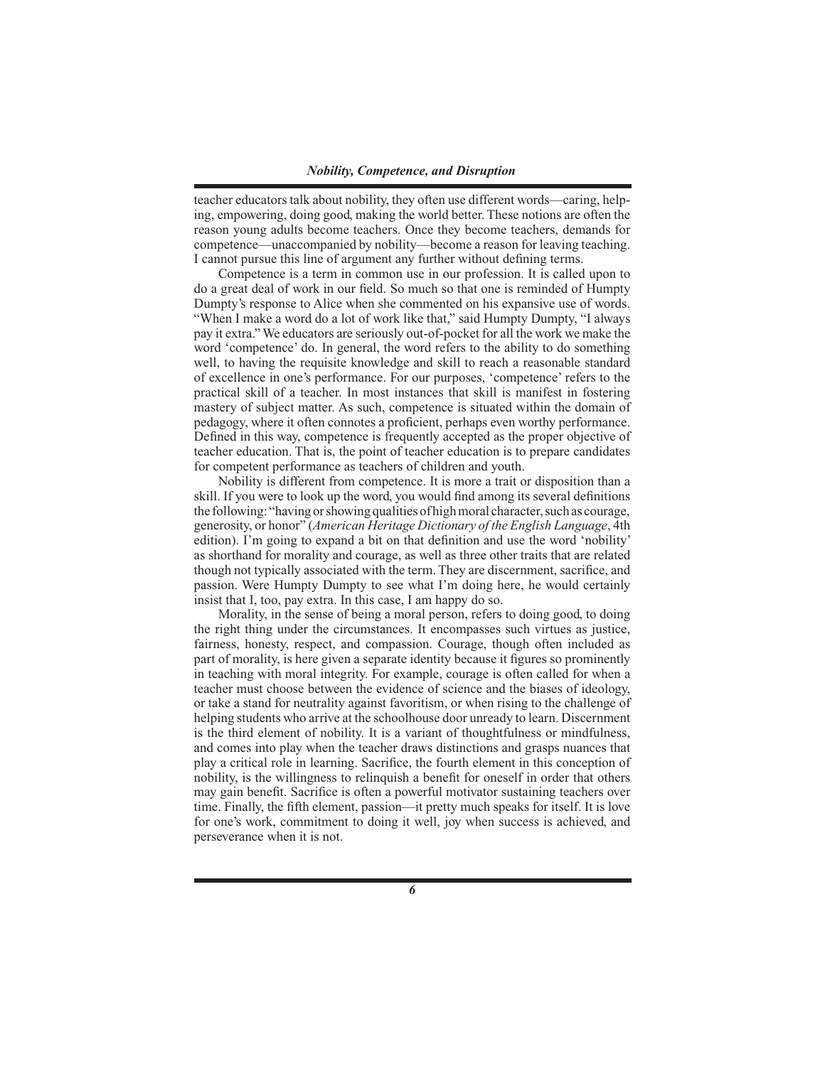teacher educators talk about nobility, they often use different words—caring, helping, empowering, doing good, making the world better. These notions are often the reason young adults become teachers. Once they become teachers, demands for competence—unaccompanied by nobility—become a reason for leaving teaching. I cannot pursue this line of argument any further without defining terms.

Competence is a term in common use in our profession. It is called upon to do a great deal of work in our field. So much so that one is reminded of Humpty Dumpty's response to Alice when she commented on his expansive use of words. "When I make a word do a lot of work like that," said Humpty Dumpty, "I always pay it extra." We educators are seriously out-of-pocket for all the work we make the word 'competence' do. In general, the word refers to the ability to do something well, to having the requisite knowledge and skill to reach a reasonable standard of excellence in one's performance. For our purposes, 'competence' refers to the practical skill of a teacher. In most instances that skill is manifest in fostering mastery of subject matter. As such, competence is situated within the domain of pedagogy, where it often connotes a proficient, perhaps even worthy performance. Defined in this way, competence is frequently accepted as the proper objective of teacher education. That is, the point of teacher education is to prepare candidates for competent performance as teachers of children and youth.

Nobility is different from competence. It is more a trait or disposition than a skill. If you were to look up the word, you would find among its several definitions the following: "having or showing qualities of high moral character, such as courage, generosity, or honor" (*American Heritage Dictionary of the English Language*, 4th edition). I'm going to expand a bit on that definition and use the word 'nobility' as shorthand for morality and courage, as well as three other traits that are related though not typically associated with the term. They are discernment, sacrifice, and passion. Were Humpty Dumpty to see what I'm doing here, he would certainly insist that I, too, pay extra. In this case, I am happy do so.

Morality, in the sense of being a moral person, refers to doing good, to doing the right thing under the circumstances. It encompasses such virtues as justice, fairness, honesty, respect, and compassion. Courage, though often included as part of morality, is here given a separate identity because it figures so prominently in teaching with moral integrity. For example, courage is often called for when a teacher must choose between the evidence of science and the biases of ideology, or take a stand for neutrality against favoritism, or when rising to the challenge of helping students who arrive at the schoolhouse door unready to learn. Discernment is the third element of nobility. It is a variant of thoughtfulness or mindfulness, and comes into play when the teacher draws distinctions and grasps nuances that play a critical role in learning. Sacrifice, the fourth element in this conception of nobility, is the willingness to relinquish a benefit for oneself in order that others may gain benefit. Sacrifice is often a powerful motivator sustaining teachers over time. Finally, the fifth element, passion—it pretty much speaks for itself. It is love for one's work, commitment to doing it well, joy when success is achieved, and perseverance when it is not.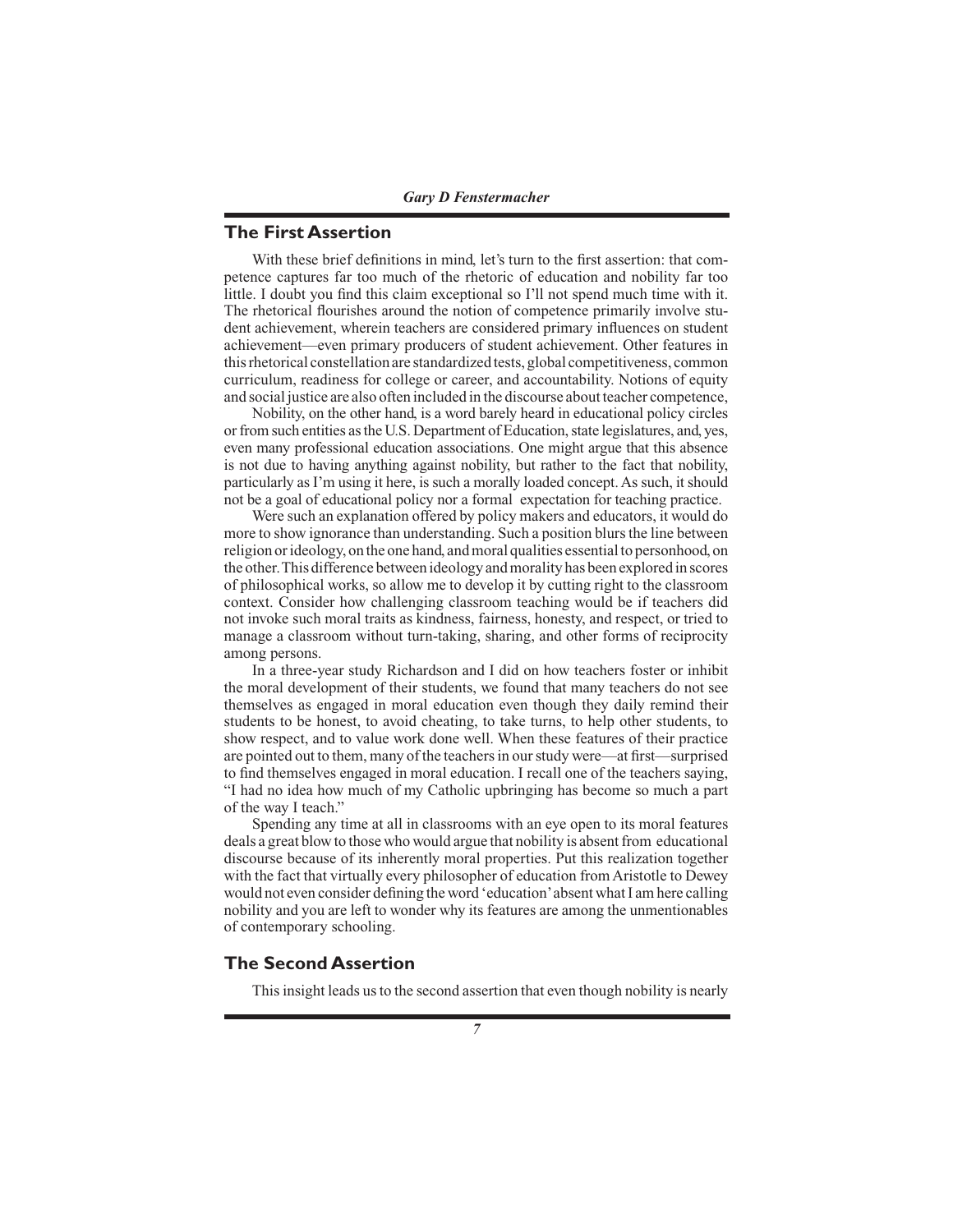## The First Assertion

With these brief definitions in mind, let's turn to the first assertion: that competence captures far too much of the rhetoric of education and nobility far too little. I doubt you find this claim exceptional so I'll not spend much time with it. The rhetorical flourishes around the notion of competence primarily involve student achievement, wherein teachers are considered primary influences on student achievement—even primary producers of student achievement. Other features in this rhetorical constellation are standardized tests, global competitiveness, common curriculum, readiness for college or career, and accountability. Notions of equity and social justice are also often included in the discourse about teacher competence,

Nobility, on the other hand, is a word barely heard in educational policy circles or from such entities as the U.S. Department of Education, state legislatures, and, yes, even many professional education associations. One might argue that this absence is not due to having anything against nobility, but rather to the fact that nobility, particularly as I'm using it here, is such a morally loaded concept. As such, it should not be a goal of educational policy nor a formal expectation for teaching practice.

Were such an explanation offered by policy makers and educators, it would do more to show ignorance than understanding. Such a position blurs the line between religion or ideology, on the one hand, and moral qualities essential to personhood, on the other. This difference between ideology and morality has been explored in scores of philosophical works, so allow me to develop it by cutting right to the classroom context. Consider how challenging classroom teaching would be if teachers did not invoke such moral traits as kindness, fairness, honesty, and respect, or tried to manage a classroom without turn-taking, sharing, and other forms of reciprocity among persons.

In a three-year study Richardson and I did on how teachers foster or inhibit the moral development of their students, we found that many teachers do not see themselves as engaged in moral education even though they daily remind their students to be honest, to avoid cheating, to take turns, to help other students, to show respect, and to value work done well. When these features of their practice are pointed out to them, many of the teachers in our study were—at first—surprised to find themselves engaged in moral education. I recall one of the teachers saying, "I had no idea how much of my Catholic upbringing has become so much a part of the way I teach."

Spending any time at all in classrooms with an eye open to its moral features deals a great blow to those who would argue that nobility is absent from educational discourse because of its inherently moral properties. Put this realization together with the fact that virtually every philosopher of education from Aristotle to Dewey would not even consider defining the word 'education' absent what I am here calling nobility and you are left to wonder why its features are among the unmentionables of contemporary schooling.

## The Second Assertion

This insight leads us to the second assertion that even though nobility is nearly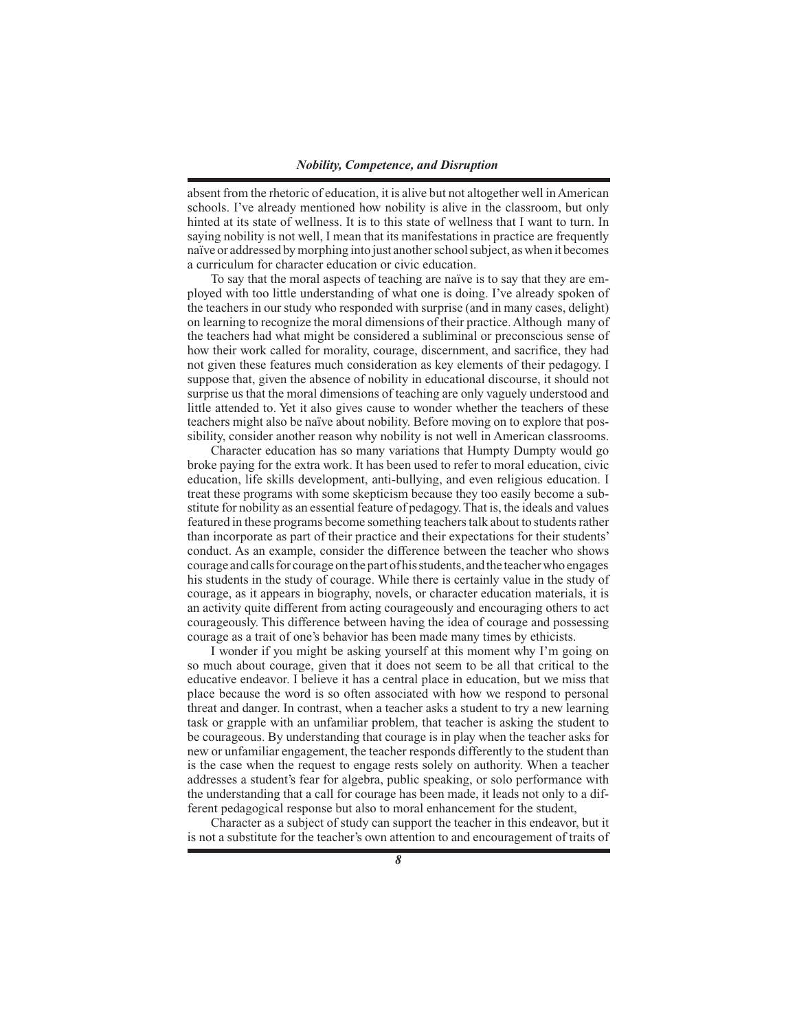absent from the rhetoric of education, it is alive but not altogether well in American schools. I've already mentioned how nobility is alive in the classroom, but only hinted at its state of wellness. It is to this state of wellness that I want to turn. In saying nobility is not well, I mean that its manifestations in practice are frequently naïve or addressed by morphing into just another school subject, as when it becomes a curriculum for character education or civic education.

To say that the moral aspects of teaching are naïve is to say that they are employed with too little understanding of what one is doing. I've already spoken of the teachers in our study who responded with surprise (and in many cases, delight) on learning to recognize the moral dimensions of their practice. Although many of the teachers had what might be considered a subliminal or preconscious sense of how their work called for morality, courage, discernment, and sacrifice, they had not given these features much consideration as key elements of their pedagogy. I suppose that, given the absence of nobility in educational discourse, it should not surprise us that the moral dimensions of teaching are only vaguely understood and little attended to. Yet it also gives cause to wonder whether the teachers of these teachers might also be naïve about nobility. Before moving on to explore that possibility, consider another reason why nobility is not well in American classrooms.

Character education has so many variations that Humpty Dumpty would go broke paying for the extra work. It has been used to refer to moral education, civic education, life skills development, anti-bullying, and even religious education. I treat these programs with some skepticism because they too easily become a substitute for nobility as an essential feature of pedagogy. That is, the ideals and values featured in these programs become something teachers talk about to students rather than incorporate as part of their practice and their expectations for their students' conduct. As an example, consider the difference between the teacher who shows courage and calls for courage on the part of his students, and the teacher who engages his students in the study of courage. While there is certainly value in the study of courage, as it appears in biography, novels, or character education materials, it is an activity quite different from acting courageously and encouraging others to act courageously. This difference between having the idea of courage and possessing courage as a trait of one's behavior has been made many times by ethicists.

I wonder if you might be asking yourself at this moment why I'm going on so much about courage, given that it does not seem to be all that critical to the educative endeavor. I believe it has a central place in education, but we miss that place because the word is so often associated with how we respond to personal threat and danger. In contrast, when a teacher asks a student to try a new learning task or grapple with an unfamiliar problem, that teacher is asking the student to be courageous. By understanding that courage is in play when the teacher asks for new or unfamiliar engagement, the teacher responds differently to the student than is the case when the request to engage rests solely on authority. When a teacher addresses a student's fear for algebra, public speaking, or solo performance with the understanding that a call for courage has been made, it leads not only to a different pedagogical response but also to moral enhancement for the student,

Character as a subject of study can support the teacher in this endeavor, but it is not a substitute for the teacher's own attention to and encouragement of traits of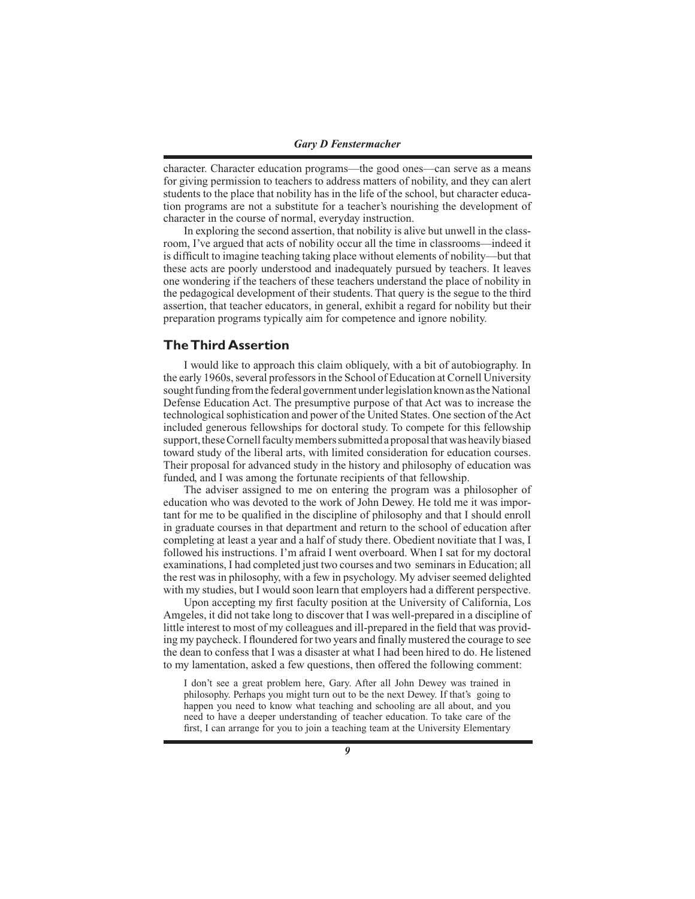character. Character education programs—the good ones—can serve as a means for giving permission to teachers to address matters of nobility, and they can alert students to the place that nobility has in the life of the school, but character education programs are not a substitute for a teacher's nourishing the development of character in the course of normal, everyday instruction.

In exploring the second assertion, that nobility is alive but unwell in the classroom, I've argued that acts of nobility occur all the time in classrooms—indeed it is difficult to imagine teaching taking place without elements of nobility—but that these acts are poorly understood and inadequately pursued by teachers. It leaves one wondering if the teachers of these teachers understand the place of nobility in the pedagogical development of their students. That query is the segue to the third assertion, that teacher educators, in general, exhibit a regard for nobility but their preparation programs typically aim for competence and ignore nobility.

## The Third Assertion

I would like to approach this claim obliquely, with a bit of autobiography. In the early 1960s, several professors in the School of Education at Cornell University sought funding from the federal government under legislation known as the National Defense Education Act. The presumptive purpose of that Act was to increase the technological sophistication and power of the United States. One section of the Act included generous fellowships for doctoral study. To compete for this fellowship support, these Cornell faculty members submitted a proposal that was heavily biased toward study of the liberal arts, with limited consideration for education courses. Their proposal for advanced study in the history and philosophy of education was funded, and I was among the fortunate recipients of that fellowship.

The adviser assigned to me on entering the program was a philosopher of education who was devoted to the work of John Dewey. He told me it was important for me to be qualified in the discipline of philosophy and that I should enroll in graduate courses in that department and return to the school of education after completing at least a year and a half of study there. Obedient novitiate that I was, I followed his instructions. I'm afraid I went overboard. When I sat for my doctoral examinations, I had completed just two courses and two seminars in Education; all the rest was in philosophy, with a few in psychology. My adviser seemed delighted with my studies, but I would soon learn that employers had a different perspective.

Upon accepting my first faculty position at the University of California, Los Amgeles, it did not take long to discover that I was well-prepared in a discipline of little interest to most of my colleagues and ill-prepared in the field that was providing my paycheck. I floundered for two years and finally mustered the courage to see the dean to confess that I was a disaster at what I had been hired to do. He listened to my lamentation, asked a few questions, then offered the following comment:

> I don't see a great problem here, Gary. After all John Dewey was trained in philosophy. Perhaps you might turn out to be the next Dewey. If that's going to happen you need to know what teaching and schooling are all about, and you need to have a deeper understanding of teacher education. To take care of the first, I can arrange for you to join a teaching team at the University Elementary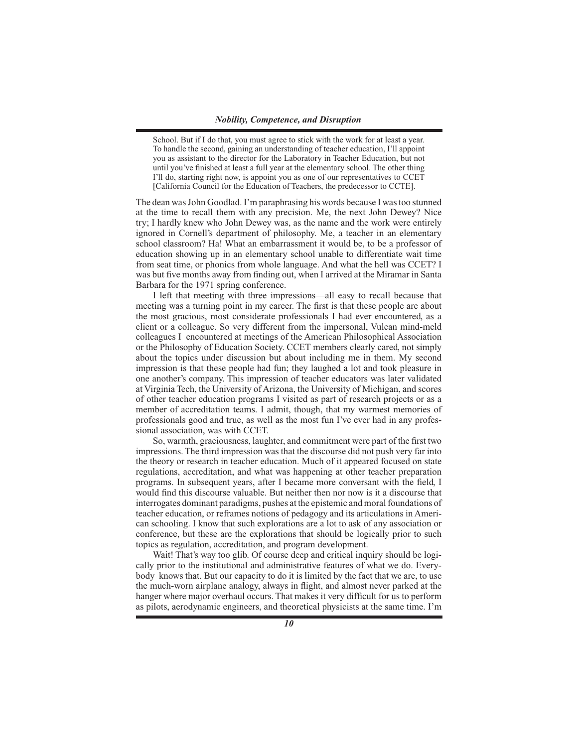> School. But if I do that, you must agree to stick with the work for at least a year. To handle the second, gaining an understanding of teacher education, I'll appoint you as assistant to the director for the Laboratory in Teacher Education, but not until you've finished at least a full year at the elementary school. The other thing I'll do, starting right now, is appoint you as one of our representatives to CCET [California Council for the Education of Teachers, the predecessor to CCTE].

The dean was John Goodlad. I'm paraphrasing his words because I was too stunned at the time to recall them with any precision. Me, the next John Dewey? Nice try; I hardly knew who John Dewey was, as the name and the work were entirely ignored in Cornell's department of philosophy. Me, a teacher in an elementary school classroom? Ha! What an embarrassment it would be, to be a professor of education showing up in an elementary school unable to differentiate wait time from seat time, or phonics from whole language. And what the hell was CCET? I was but five months away from finding out, when I arrived at the Miramar in Santa Barbara for the 1971 spring conference.

I left that meeting with three impressions—all easy to recall because that meeting was a turning point in my career. The first is that these people are about the most gracious, most considerate professionals I had ever encountered, as a client or a colleague. So very different from the impersonal, Vulcan mind-meld colleagues I encountered at meetings of the American Philosophical Association or the Philosophy of Education Society. CCET members clearly cared, not simply about the topics under discussion but about including me in them. My second impression is that these people had fun; they laughed a lot and took pleasure in one another's company. This impression of teacher educators was later validated at Virginia Tech, the University of Arizona, the University of Michigan, and scores of other teacher education programs I visited as part of research projects or as a member of accreditation teams. I admit, though, that my warmest memories of professionals good and true, as well as the most fun I've ever had in any professional association, was with CCET.

So, warmth, graciousness, laughter, and commitment were part of the first two impressions. The third impression was that the discourse did not push very far into the theory or research in teacher education. Much of it appeared focused on state regulations, accreditation, and what was happening at other teacher preparation programs. In subsequent years, after I became more conversant with the field, I would find this discourse valuable. But neither then nor now is it a discourse that interrogates dominant paradigms, pushes at the epistemic and moral foundations of teacher education, or reframes notions of pedagogy and its articulations in American schooling. I know that such explorations are a lot to ask of any association or conference, but these are the explorations that should be logically prior to such topics as regulation, accreditation, and program development.

Wait! That's way too glib. Of course deep and critical inquiry should be logically prior to the institutional and administrative features of what we do. Everybody knows that. But our capacity to do it is limited by the fact that we are, to use the much-worn airplane analogy, always in flight, and almost never parked at the hanger where major overhaul occurs. That makes it very difficult for us to perform as pilots, aerodynamic engineers, and theoretical physicists at the same time. I'm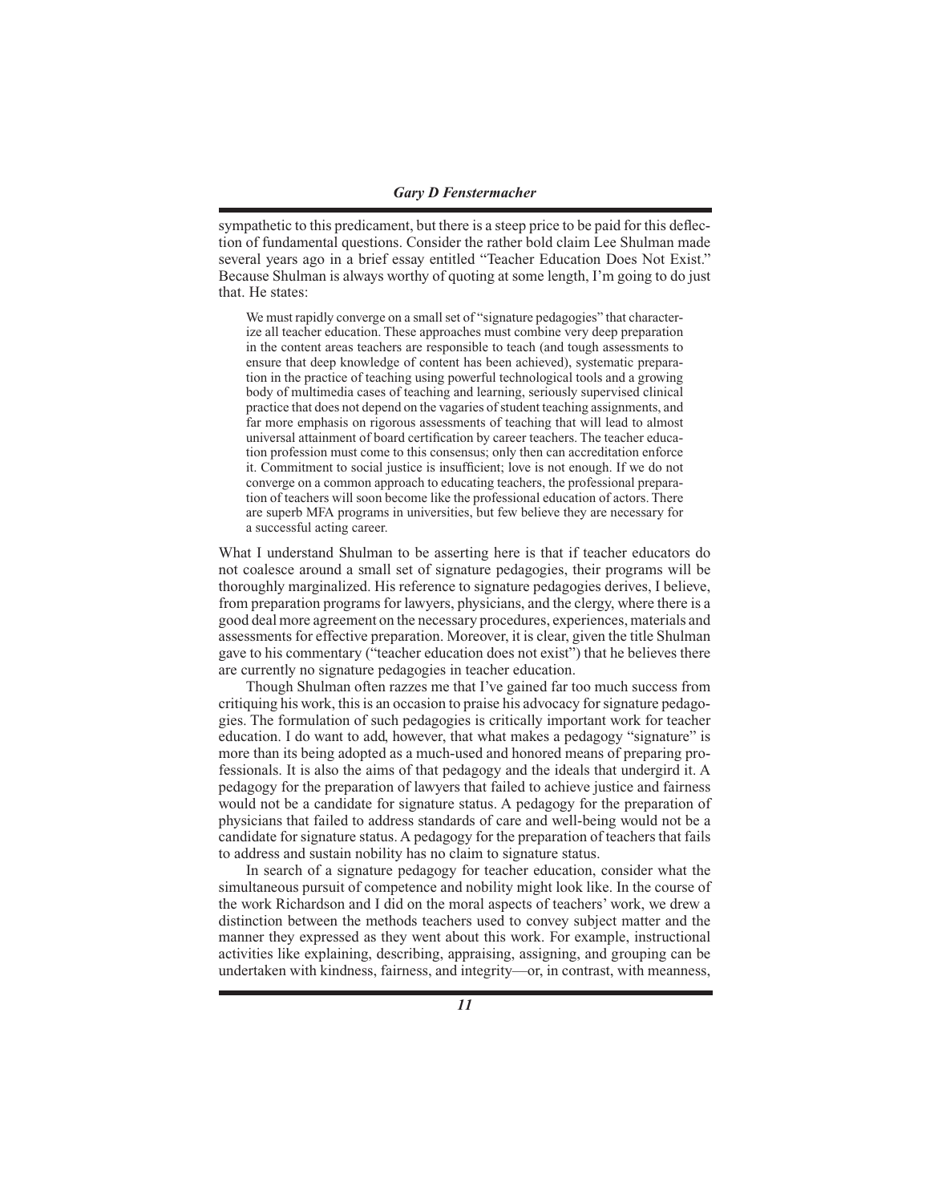sympathetic to this predicament, but there is a steep price to be paid for this deflection of fundamental questions. Consider the rather bold claim Lee Shulman made several years ago in a brief essay entitled "Teacher Education Does Not Exist." Because Shulman is always worthy of quoting at some length, I'm going to do just that. He states:

> We must rapidly converge on a small set of "signature pedagogies" that characterize all teacher education. These approaches must combine very deep preparation in the content areas teachers are responsible to teach (and tough assessments to ensure that deep knowledge of content has been achieved), systematic preparation in the practice of teaching using powerful technological tools and a growing body of multimedia cases of teaching and learning, seriously supervised clinical practice that does not depend on the vagaries of student teaching assignments, and far more emphasis on rigorous assessments of teaching that will lead to almost universal attainment of board certification by career teachers. The teacher education profession must come to this consensus; only then can accreditation enforce it. Commitment to social justice is insufficient; love is not enough. If we do not converge on a common approach to educating teachers, the professional preparation of teachers will soon become like the professional education of actors. There are superb MFA programs in universities, but few believe they are necessary for a successful acting career.

What I understand Shulman to be asserting here is that if teacher educators do not coalesce around a small set of signature pedagogies, their programs will be thoroughly marginalized. His reference to signature pedagogies derives, I believe, from preparation programs for lawyers, physicians, and the clergy, where there is a good deal more agreement on the necessary procedures, experiences, materials and assessments for effective preparation. Moreover, it is clear, given the title Shulman gave to his commentary ("teacher education does not exist") that he believes there are currently no signature pedagogies in teacher education.

Though Shulman often razzes me that I've gained far too much success from critiquing his work, this is an occasion to praise his advocacy for signature pedagogies. The formulation of such pedagogies is critically important work for teacher education. I do want to add, however, that what makes a pedagogy "signature" is more than its being adopted as a much-used and honored means of preparing professionals. It is also the aims of that pedagogy and the ideals that undergird it. A pedagogy for the preparation of lawyers that failed to achieve justice and fairness would not be a candidate for signature status. A pedagogy for the preparation of physicians that failed to address standards of care and well-being would not be a candidate for signature status. A pedagogy for the preparation of teachers that fails to address and sustain nobility has no claim to signature status.

In search of a signature pedagogy for teacher education, consider what the simultaneous pursuit of competence and nobility might look like. In the course of the work Richardson and I did on the moral aspects of teachers' work, we drew a distinction between the methods teachers used to convey subject matter and the manner they expressed as they went about this work. For example, instructional activities like explaining, describing, appraising, assigning, and grouping can be undertaken with kindness, fairness, and integrity—or, in contrast, with meanness,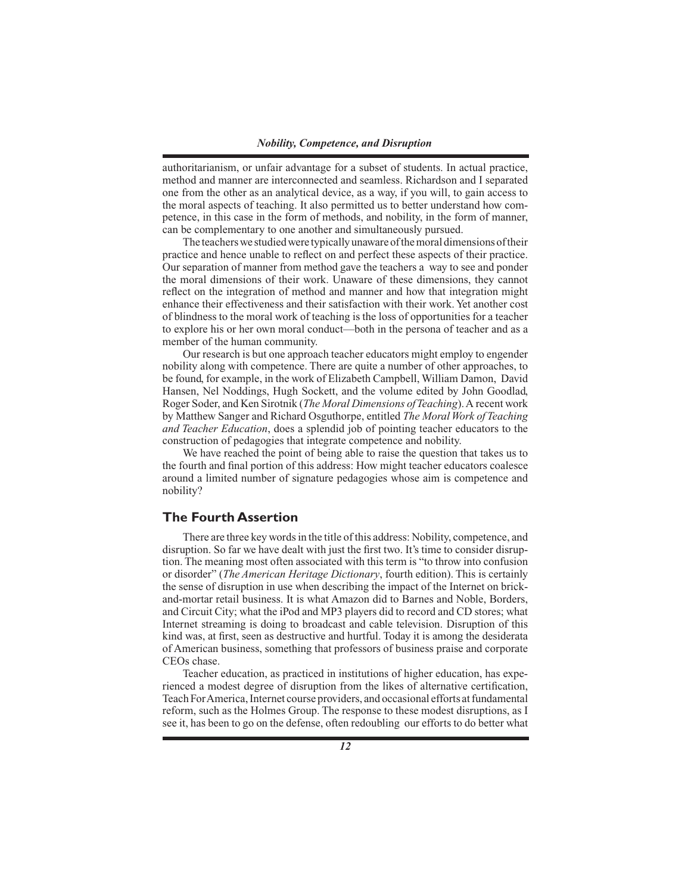authoritarianism, or unfair advantage for a subset of students. In actual practice, method and manner are interconnected and seamless. Richardson and I separated one from the other as an analytical device, as a way, if you will, to gain access to the moral aspects of teaching. It also permitted us to better understand how competence, in this case in the form of methods, and nobility, in the form of manner, can be complementary to one another and simultaneously pursued.

The teachers we studied were typically unaware of the moral dimensions of their practice and hence unable to reflect on and perfect these aspects of their practice. Our separation of manner from method gave the teachers a way to see and ponder the moral dimensions of their work. Unaware of these dimensions, they cannot reflect on the integration of method and manner and how that integration might enhance their effectiveness and their satisfaction with their work. Yet another cost of blindness to the moral work of teaching is the loss of opportunities for a teacher to explore his or her own moral conduct—both in the persona of teacher and as a member of the human community.

Our research is but one approach teacher educators might employ to engender nobility along with competence. There are quite a number of other approaches, to be found, for example, in the work of Elizabeth Campbell, William Damon, David Hansen, Nel Noddings, Hugh Sockett, and the volume edited by John Goodlad, Roger Soder, and Ken Sirotnik (*The Moral Dimensions of Teaching*). A recent work by Matthew Sanger and Richard Osguthorpe, entitled *The Moral Work of Teaching and Teacher Education*, does a splendid job of pointing teacher educators to the construction of pedagogies that integrate competence and nobility.

We have reached the point of being able to raise the question that takes us to the fourth and final portion of this address: How might teacher educators coalesce around a limited number of signature pedagogies whose aim is competence and nobility?

## The Fourth Assertion

There are three key words in the title of this address: Nobility, competence, and disruption. So far we have dealt with just the first two. It's time to consider disruption. The meaning most often associated with this term is "to throw into confusion or disorder" (*The American Heritage Dictionary*, fourth edition). This is certainly the sense of disruption in use when describing the impact of the Internet on brick-and-mortar retail business. It is what Amazon did to Barnes and Noble, Borders, and Circuit City; what the iPod and MP3 players did to record and CD stores; what Internet streaming is doing to broadcast and cable television. Disruption of this kind was, at first, seen as destructive and hurtful. Today it is among the desiderata of American business, something that professors of business praise and corporate CEOs chase.

Teacher education, as practiced in institutions of higher education, has experienced a modest degree of disruption from the likes of alternative certification, Teach For America, Internet course providers, and occasional efforts at fundamental reform, such as the Holmes Group. The response to these modest disruptions, as I see it, has been to go on the defense, often redoubling our efforts to do better what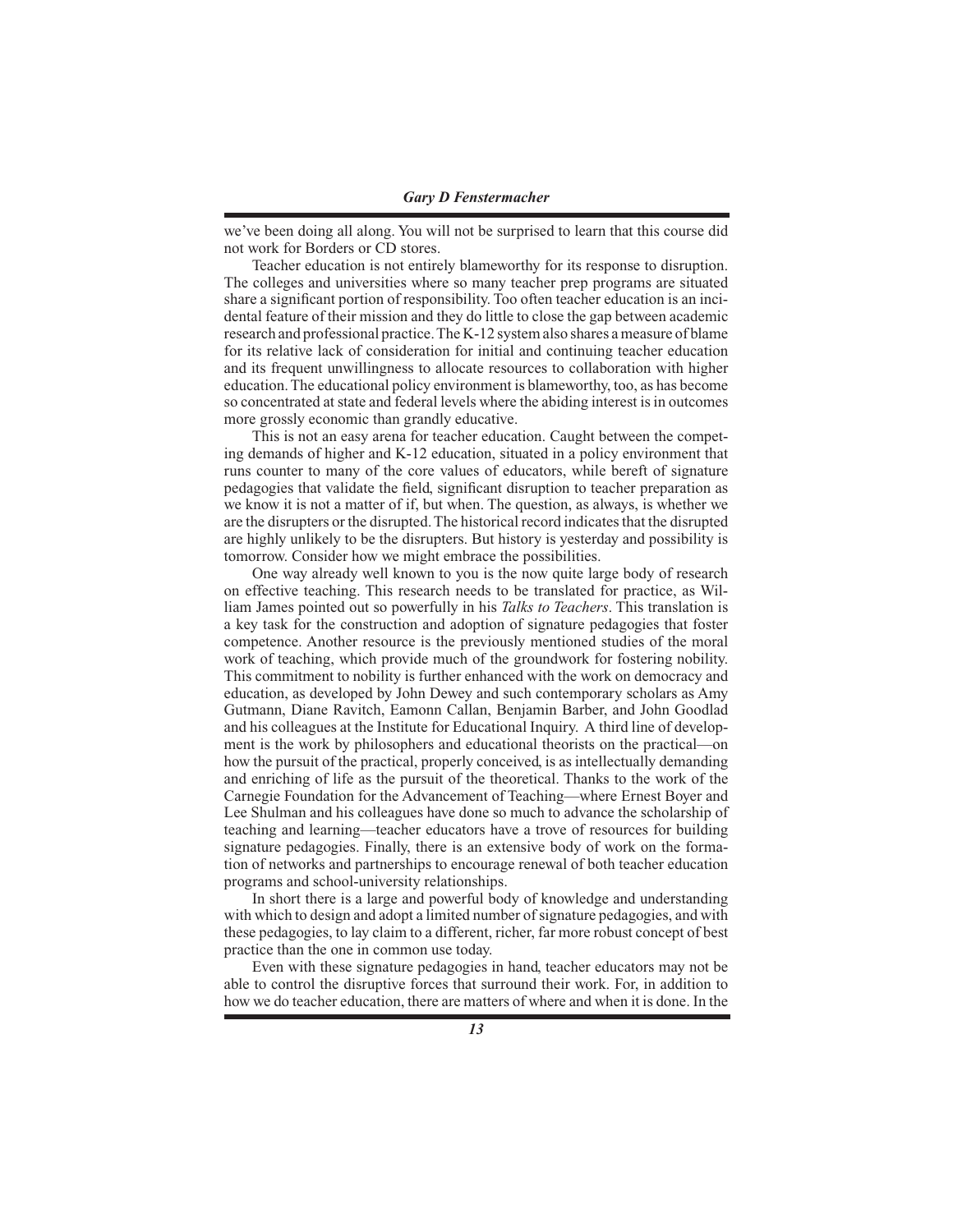we've been doing all along. You will not be surprised to learn that this course did not work for Borders or CD stores.

Teacher education is not entirely blameworthy for its response to disruption. The colleges and universities where so many teacher prep programs are situated share a significant portion of responsibility. Too often teacher education is an incidental feature of their mission and they do little to close the gap between academic research and professional practice. The K-12 system also shares a measure of blame for its relative lack of consideration for initial and continuing teacher education and its frequent unwillingness to allocate resources to collaboration with higher education. The educational policy environment is blameworthy, too, as has become so concentrated at state and federal levels where the abiding interest is in outcomes more grossly economic than grandly educative.

This is not an easy arena for teacher education. Caught between the competing demands of higher and K-12 education, situated in a policy environment that runs counter to many of the core values of educators, while bereft of signature pedagogies that validate the field, significant disruption to teacher preparation as we know it is not a matter of if, but when. The question, as always, is whether we are the disrupters or the disrupted. The historical record indicates that the disrupted are highly unlikely to be the disrupters. But history is yesterday and possibility is tomorrow. Consider how we might embrace the possibilities.

One way already well known to you is the now quite large body of research on effective teaching. This research needs to be translated for practice, as William James pointed out so powerfully in his *Talks to Teachers*. This translation is a key task for the construction and adoption of signature pedagogies that foster competence. Another resource is the previously mentioned studies of the moral work of teaching, which provide much of the groundwork for fostering nobility. This commitment to nobility is further enhanced with the work on democracy and education, as developed by John Dewey and such contemporary scholars as Amy Gutmann, Diane Ravitch, Eamonn Callan, Benjamin Barber, and John Goodlad and his colleagues at the Institute for Educational Inquiry. A third line of development is the work by philosophers and educational theorists on the practical—on how the pursuit of the practical, properly conceived, is as intellectually demanding and enriching of life as the pursuit of the theoretical. Thanks to the work of the Carnegie Foundation for the Advancement of Teaching—where Ernest Boyer and Lee Shulman and his colleagues have done so much to advance the scholarship of teaching and learning—teacher educators have a trove of resources for building signature pedagogies. Finally, there is an extensive body of work on the formation of networks and partnerships to encourage renewal of both teacher education programs and school-university relationships.

In short there is a large and powerful body of knowledge and understanding with which to design and adopt a limited number of signature pedagogies, and with these pedagogies, to lay claim to a different, richer, far more robust concept of best practice than the one in common use today.

Even with these signature pedagogies in hand, teacher educators may not be able to control the disruptive forces that surround their work. For, in addition to how we do teacher education, there are matters of where and when it is done. In the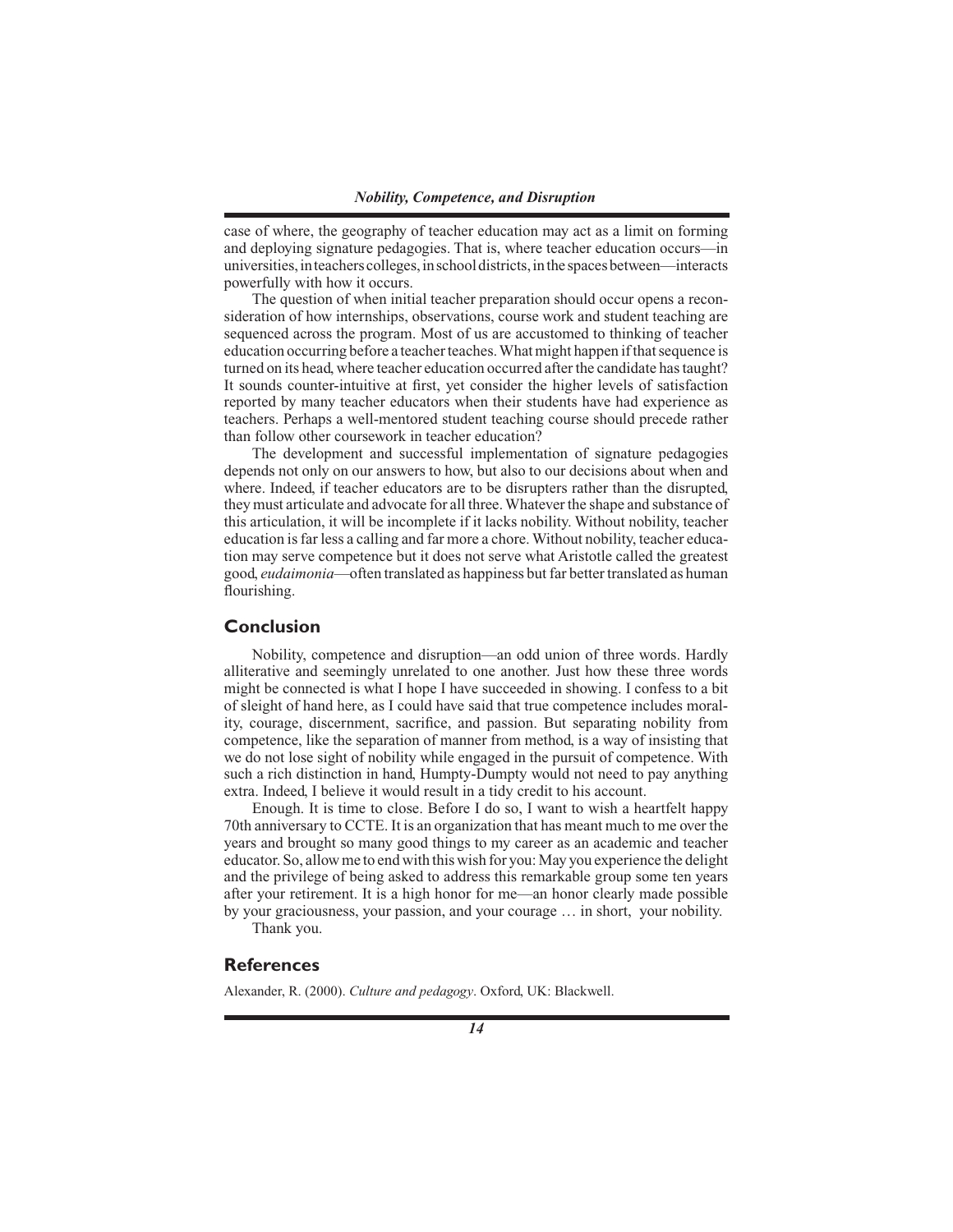case of where, the geography of teacher education may act as a limit on forming and deploying signature pedagogies. That is, where teacher education occurs—in universities, in teachers colleges, in school districts, in the spaces between—interacts powerfully with how it occurs.

The question of when initial teacher preparation should occur opens a reconsideration of how internships, observations, course work and student teaching are sequenced across the program. Most of us are accustomed to thinking of teacher education occurring before a teacher teaches. What might happen if that sequence is turned on its head, where teacher education occurred after the candidate has taught? It sounds counter-intuitive at first, yet consider the higher levels of satisfaction reported by many teacher educators when their students have had experience as teachers. Perhaps a well-mentored student teaching course should precede rather than follow other coursework in teacher education?

The development and successful implementation of signature pedagogies depends not only on our answers to how, but also to our decisions about when and where. Indeed, if teacher educators are to be disrupters rather than the disrupted, they must articulate and advocate for all three. Whatever the shape and substance of this articulation, it will be incomplete if it lacks nobility. Without nobility, teacher education is far less a calling and far more a chore. Without nobility, teacher education may serve competence but it does not serve what Aristotle called the greatest good, *eudaimonia*—often translated as happiness but far better translated as human flourishing.

## Conclusion

Nobility, competence and disruption—an odd union of three words. Hardly alliterative and seemingly unrelated to one another. Just how these three words might be connected is what I hope I have succeeded in showing. I confess to a bit of sleight of hand here, as I could have said that true competence includes morality, courage, discernment, sacrifice, and passion. But separating nobility from competence, like the separation of manner from method, is a way of insisting that we do not lose sight of nobility while engaged in the pursuit of competence. With such a rich distinction in hand, Humpty-Dumpty would not need to pay anything extra. Indeed, I believe it would result in a tidy credit to his account.

Enough. It is time to close. Before I do so, I want to wish a heartfelt happy 70th anniversary to CCTE. It is an organization that has meant much to me over the years and brought so many good things to my career as an academic and teacher educator. So, allow me to end with this wish for you: May you experience the delight and the privilege of being asked to address this remarkable group some ten years after your retirement. It is a high honor for me—an honor clearly made possible by your graciousness, your passion, and your courage … in short, your nobility.

Thank you.

## References

Alexander, R. (2000). *Culture and pedagogy*. Oxford, UK: Blackwell.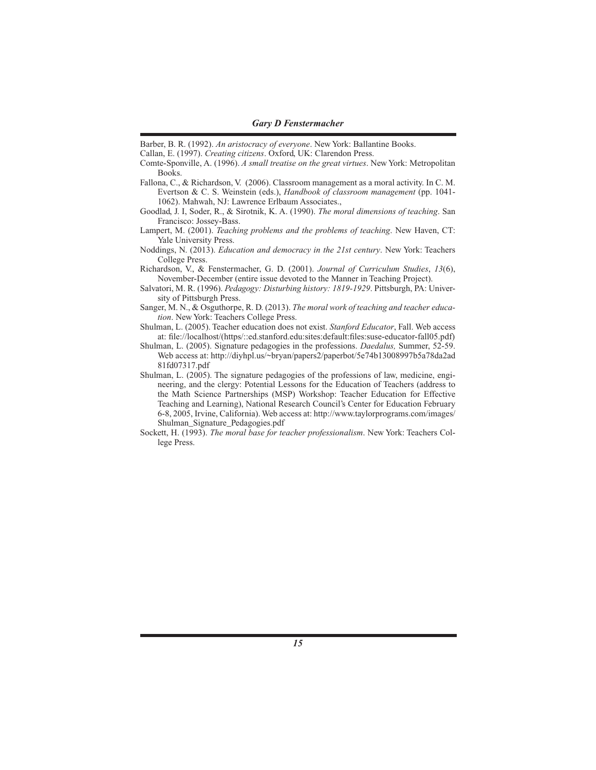Barber, B. R. (1992). *An aristocracy of everyone*. New York: Ballantine Books.

Callan, E. (1997). *Creating citizens*. Oxford, UK: Clarendon Press.

Comte-Sponville, A. (1996). *A small treatise on the great virtues*. New York: Metropolitan Books.

Fallona, C., & Richardson, V. (2006). Classroom management as a moral activity. In C. M. Evertson & C. S. Weinstein (eds.), *Handbook of classroom management* (pp. 1041-1062). Mahwah, NJ: Lawrence Erlbaum Associates.,

Goodlad, J. I, Soder, R., & Sirotnik, K. A. (1990). *The moral dimensions of teaching*. San Francisco: Jossey-Bass.

Lampert, M. (2001). *Teaching problems and the problems of teaching*. New Haven, CT: Yale University Press.

Noddings, N. (2013). *Education and democracy in the 21st century*. New York: Teachers College Press.

Richardson, V., & Fenstermacher, G. D. (2001). *Journal of Curriculum Studies*, *13*(6), November-December (entire issue devoted to the Manner in Teaching Project).

Salvatori, M. R. (1996). *Pedagogy: Disturbing history: 1819-1929*. Pittsburgh, PA: University of Pittsburgh Press.

Sanger, M. N., & Osguthorpe, R. D. (2013). *The moral work of teaching and teacher education*. New York: Teachers College Press.

Shulman, L. (2005). Teacher education does not exist. *Stanford Educator*, Fall. Web access at: file://localhost/(https/::ed.stanford.edu:sites:default:files:suse-educator-fall05.pdf)

Shulman, L. (2005). Signature pedagogies in the professions. *Daedalus,* Summer, 52-59. Web access at: http://diyhpl.us/~bryan/papers2/paperbot/5e74b13008997b5a78da2ad81fd07317.pdf

Shulman, L. (2005). The signature pedagogies of the professions of law, medicine, engineering, and the clergy: Potential Lessons for the Education of Teachers (address to the Math Science Partnerships (MSP) Workshop: Teacher Education for Effective Teaching and Learning), National Research Council's Center for Education February 6-8, 2005, Irvine, California). Web access at: http://www.taylorprograms.com/images/Shulman_Signature_Pedagogies.pdf

Sockett, H. (1993). *The moral base for teacher professionalism*. New York: Teachers College Press.